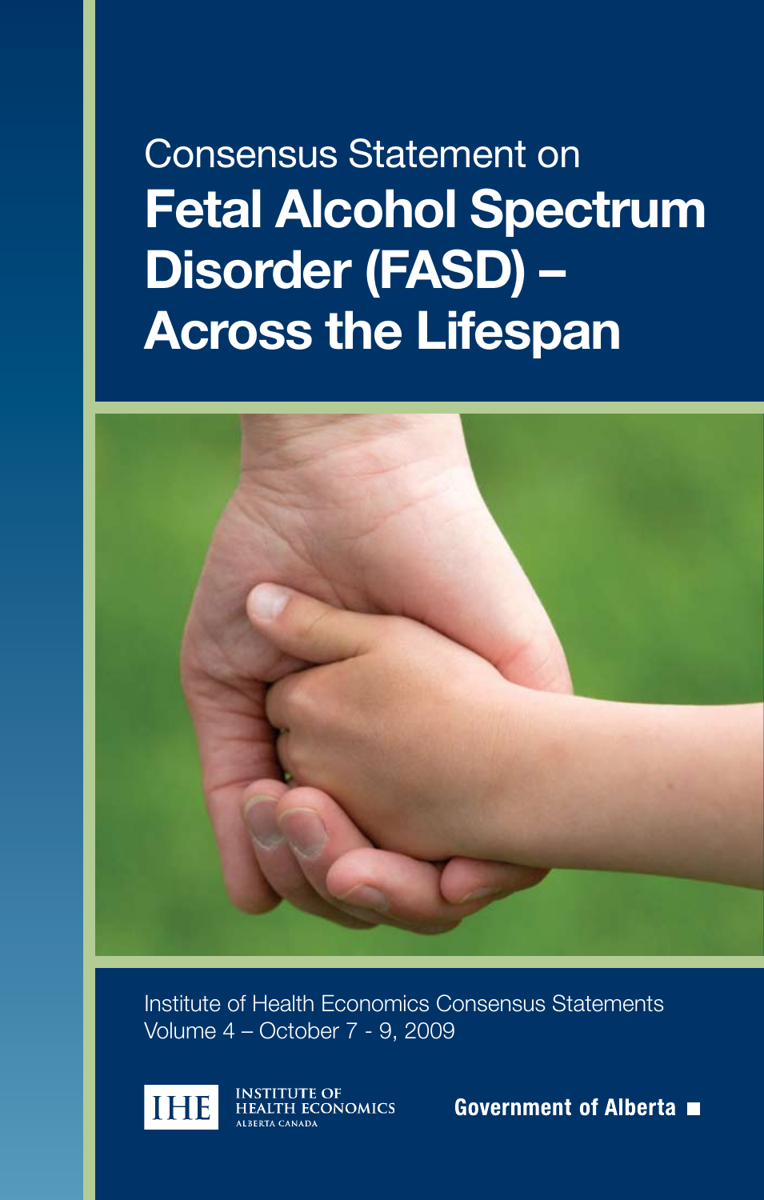Consensus Statement on

# Fetal Alcohol Spectrum Disorder (FASD) – Across the Lifespan

Institute of Health Economics Consensus Statements
Volume 4 – October 7 - 9, 2009

IHE INSTITUTE OF HEALTH ECONOMICS ALBERTA CANADA

Government of Alberta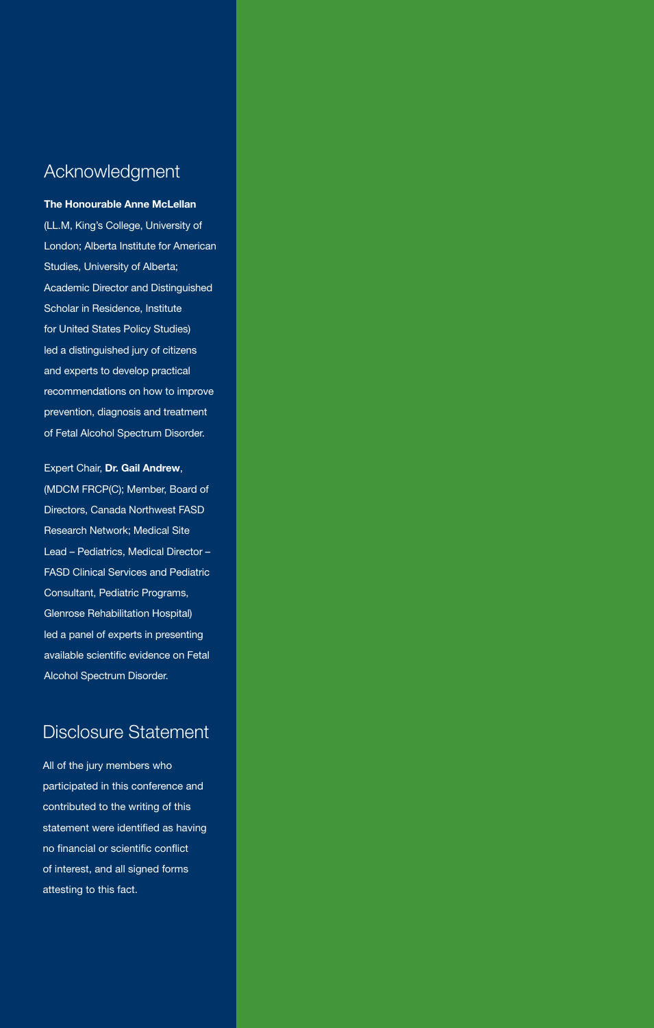## Acknowledgment

**The Honourable Anne McLellan** (LL.M, King's College, University of London; Alberta Institute for American Studies, University of Alberta; Academic Director and Distinguished Scholar in Residence, Institute for United States Policy Studies) led a distinguished jury of citizens and experts to develop practical recommendations on how to improve prevention, diagnosis and treatment of Fetal Alcohol Spectrum Disorder.

Expert Chair, **Dr. Gail Andrew**, (MDCM FRCP(C); Member, Board of Directors, Canada Northwest FASD Research Network; Medical Site Lead – Pediatrics, Medical Director – FASD Clinical Services and Pediatric Consultant, Pediatric Programs, Glenrose Rehabilitation Hospital) led a panel of experts in presenting available scientific evidence on Fetal Alcohol Spectrum Disorder.

## Disclosure Statement

All of the jury members who participated in this conference and contributed to the writing of this statement were identified as having no financial or scientific conflict of interest, and all signed forms attesting to this fact.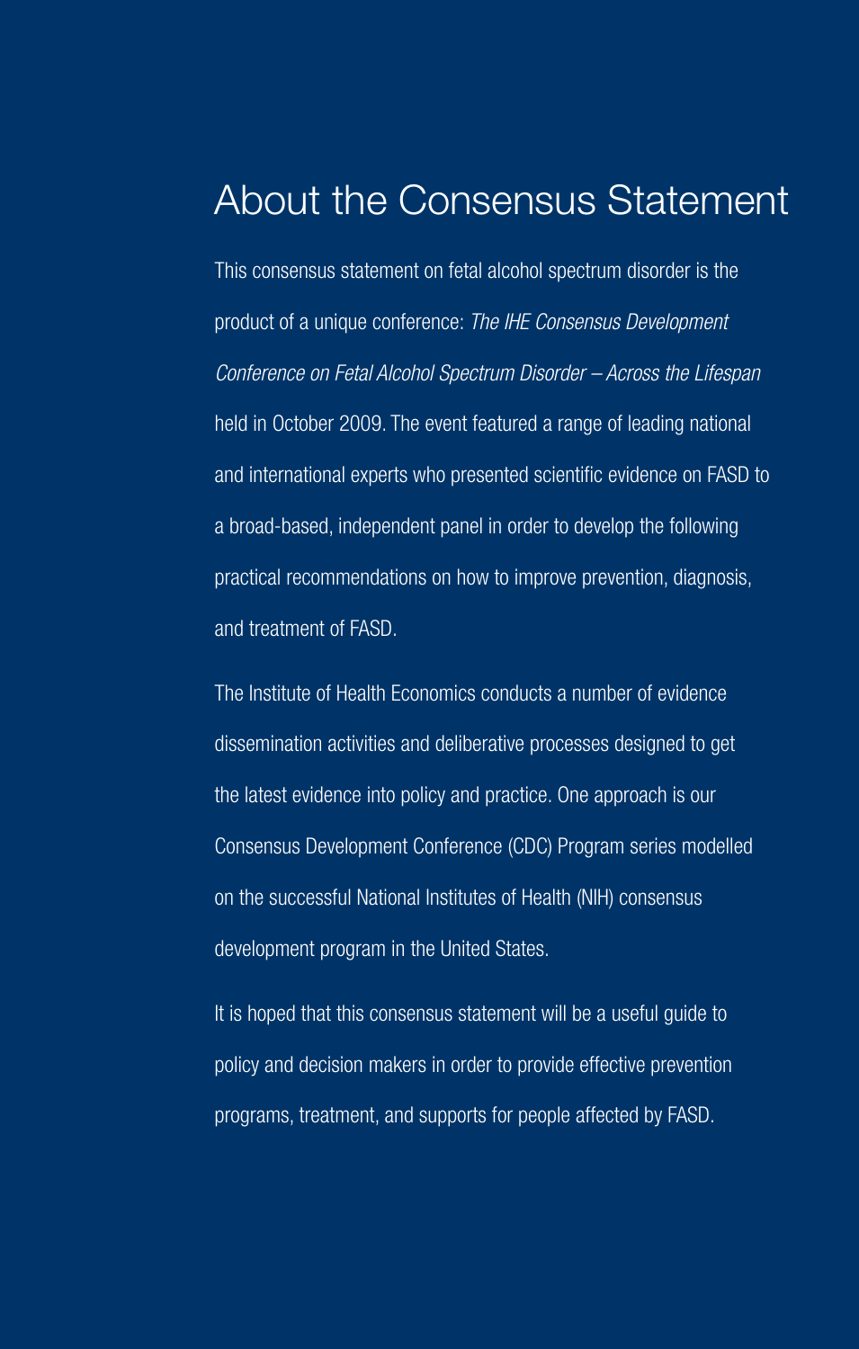# About the Consensus Statement

This consensus statement on fetal alcohol spectrum disorder is the product of a unique conference: *The IHE Consensus Development Conference on Fetal Alcohol Spectrum Disorder – Across the Lifespan* held in October 2009. The event featured a range of leading national and international experts who presented scientific evidence on FASD to a broad-based, independent panel in order to develop the following practical recommendations on how to improve prevention, diagnosis, and treatment of FASD.

The Institute of Health Economics conducts a number of evidence dissemination activities and deliberative processes designed to get the latest evidence into policy and practice. One approach is our Consensus Development Conference (CDC) Program series modelled on the successful National Institutes of Health (NIH) consensus development program in the United States.

It is hoped that this consensus statement will be a useful guide to policy and decision makers in order to provide effective prevention programs, treatment, and supports for people affected by FASD.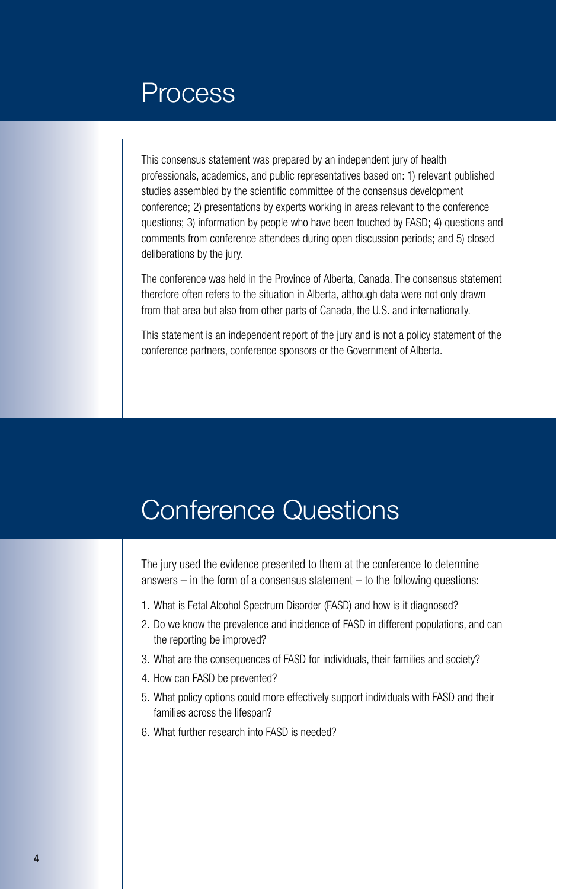# Process

This consensus statement was prepared by an independent jury of health professionals, academics, and public representatives based on: 1) relevant published studies assembled by the scientific committee of the consensus development conference; 2) presentations by experts working in areas relevant to the conference questions; 3) information by people who have been touched by FASD; 4) questions and comments from conference attendees during open discussion periods; and 5) closed deliberations by the jury.

The conference was held in the Province of Alberta, Canada. The consensus statement therefore often refers to the situation in Alberta, although data were not only drawn from that area but also from other parts of Canada, the U.S. and internationally.

This statement is an independent report of the jury and is not a policy statement of the conference partners, conference sponsors or the Government of Alberta.

# Conference Questions

The jury used the evidence presented to them at the conference to determine answers – in the form of a consensus statement – to the following questions:

1. What is Fetal Alcohol Spectrum Disorder (FASD) and how is it diagnosed?
2. Do we know the prevalence and incidence of FASD in different populations, and can the reporting be improved?
3. What are the consequences of FASD for individuals, their families and society?
4. How can FASD be prevented?
5. What policy options could more effectively support individuals with FASD and their families across the lifespan?
6. What further research into FASD is needed?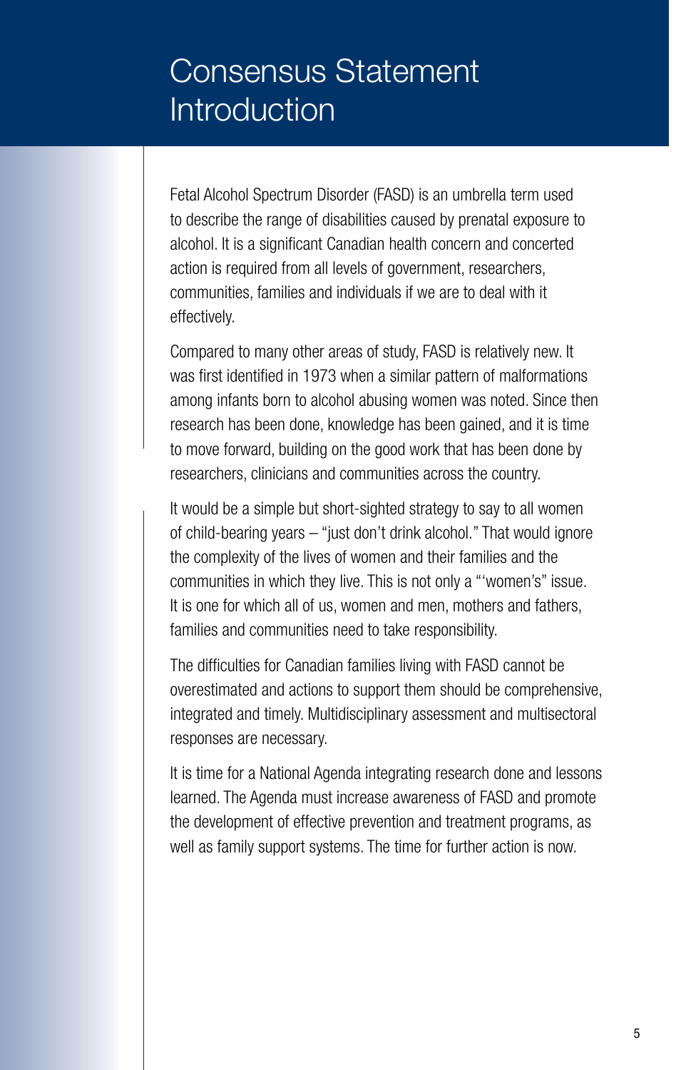# Consensus Statement Introduction

Fetal Alcohol Spectrum Disorder (FASD) is an umbrella term used to describe the range of disabilities caused by prenatal exposure to alcohol. It is a significant Canadian health concern and concerted action is required from all levels of government, researchers, communities, families and individuals if we are to deal with it effectively.

Compared to many other areas of study, FASD is relatively new. It was first identified in 1973 when a similar pattern of malformations among infants born to alcohol abusing women was noted. Since then research has been done, knowledge has been gained, and it is time to move forward, building on the good work that has been done by researchers, clinicians and communities across the country.

It would be a simple but short-sighted strategy to say to all women of child-bearing years – "just don't drink alcohol." That would ignore the complexity of the lives of women and their families and the communities in which they live. This is not only a "'women's" issue. It is one for which all of us, women and men, mothers and fathers, families and communities need to take responsibility.

The difficulties for Canadian families living with FASD cannot be overestimated and actions to support them should be comprehensive, integrated and timely. Multidisciplinary assessment and multisectoral responses are necessary.

It is time for a National Agenda integrating research done and lessons learned. The Agenda must increase awareness of FASD and promote the development of effective prevention and treatment programs, as well as family support systems. The time for further action is now.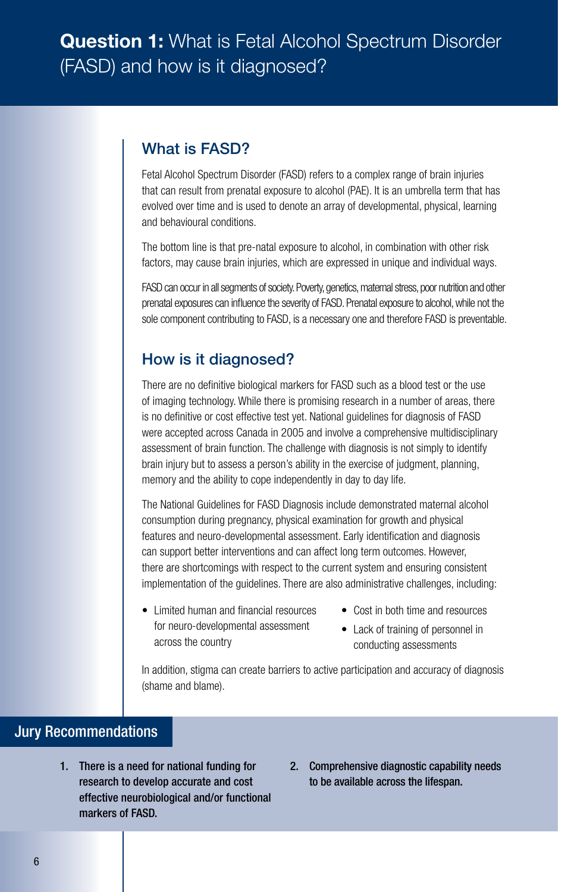# **Question 1:** What is Fetal Alcohol Spectrum Disorder (FASD) and how is it diagnosed?

## What is FASD?

Fetal Alcohol Spectrum Disorder (FASD) refers to a complex range of brain injuries that can result from prenatal exposure to alcohol (PAE). It is an umbrella term that has evolved over time and is used to denote an array of developmental, physical, learning and behavioural conditions.

The bottom line is that pre-natal exposure to alcohol, in combination with other risk factors, may cause brain injuries, which are expressed in unique and individual ways.

FASD can occur in all segments of society. Poverty, genetics, maternal stress, poor nutrition and other prenatal exposures can influence the severity of FASD. Prenatal exposure to alcohol, while not the sole component contributing to FASD, is a necessary one and therefore FASD is preventable.

## How is it diagnosed?

There are no definitive biological markers for FASD such as a blood test or the use of imaging technology. While there is promising research in a number of areas, there is no definitive or cost effective test yet. National guidelines for diagnosis of FASD were accepted across Canada in 2005 and involve a comprehensive multidisciplinary assessment of brain function. The challenge with diagnosis is not simply to identify brain injury but to assess a person's ability in the exercise of judgment, planning, memory and the ability to cope independently in day to day life.

The National Guidelines for FASD Diagnosis include demonstrated maternal alcohol consumption during pregnancy, physical examination for growth and physical features and neuro-developmental assessment. Early identification and diagnosis can support better interventions and can affect long term outcomes. However, there are shortcomings with respect to the current system and ensuring consistent implementation of the guidelines. There are also administrative challenges, including:

- Limited human and financial resources for neuro-developmental assessment across the country
- Cost in both time and resources
- Lack of training of personnel in conducting assessments

In addition, stigma can create barriers to active participation and accuracy of diagnosis (shame and blame).

## Jury Recommendations

1. **There is a need for national funding for research to develop accurate and cost effective neurobiological and/or functional markers of FASD.**
2. **Comprehensive diagnostic capability needs to be available across the lifespan.**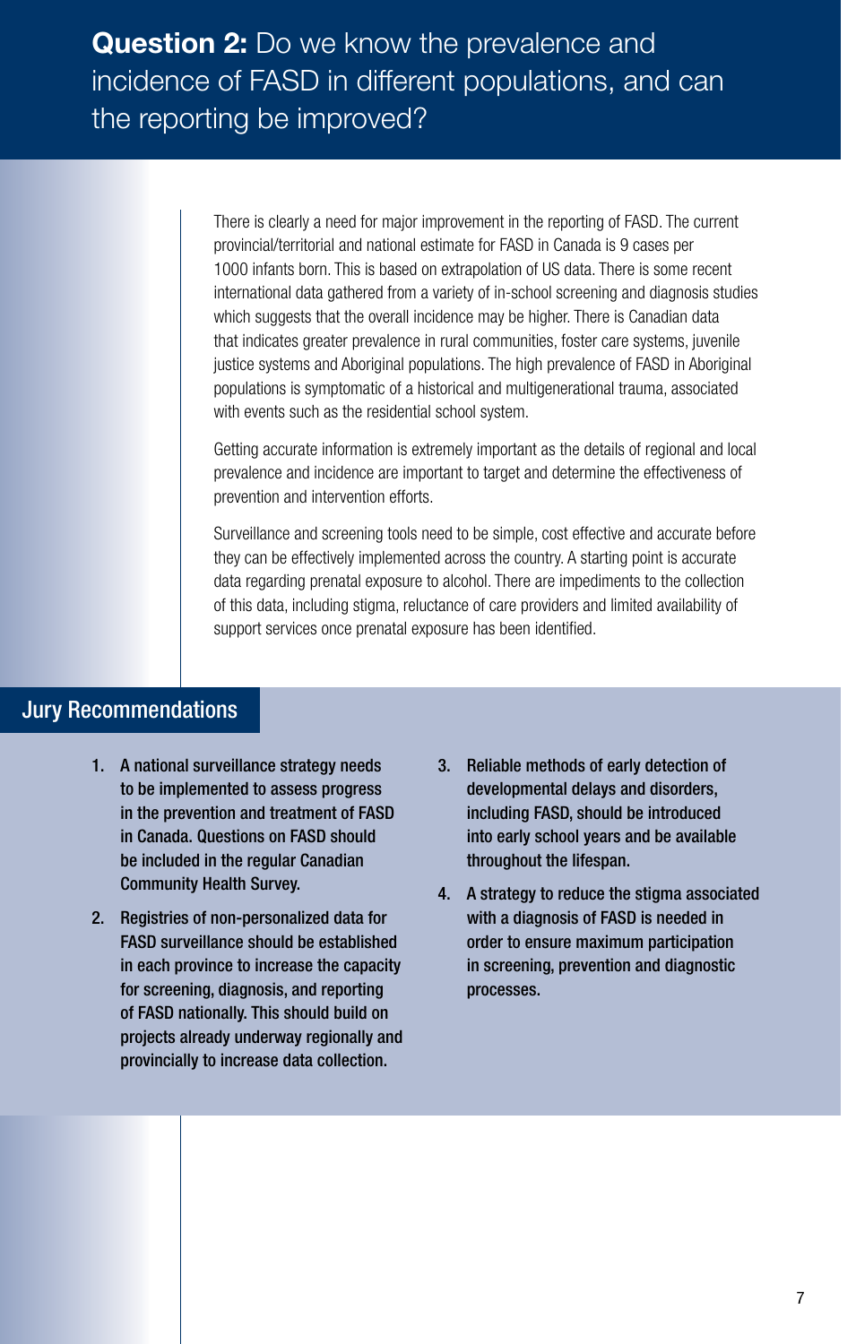# **Question 2:** Do we know the prevalence and incidence of FASD in different populations, and can the reporting be improved?

There is clearly a need for major improvement in the reporting of FASD. The current provincial/territorial and national estimate for FASD in Canada is 9 cases per 1000 infants born. This is based on extrapolation of US data. There is some recent international data gathered from a variety of in-school screening and diagnosis studies which suggests that the overall incidence may be higher. There is Canadian data that indicates greater prevalence in rural communities, foster care systems, juvenile justice systems and Aboriginal populations. The high prevalence of FASD in Aboriginal populations is symptomatic of a historical and multigenerational trauma, associated with events such as the residential school system.

Getting accurate information is extremely important as the details of regional and local prevalence and incidence are important to target and determine the effectiveness of prevention and intervention efforts.

Surveillance and screening tools need to be simple, cost effective and accurate before they can be effectively implemented across the country. A starting point is accurate data regarding prenatal exposure to alcohol. There are impediments to the collection of this data, including stigma, reluctance of care providers and limited availability of support services once prenatal exposure has been identified.

## Jury Recommendations

1. **A national surveillance strategy needs to be implemented to assess progress in the prevention and treatment of FASD in Canada. Questions on FASD should be included in the regular Canadian Community Health Survey.**
2. **Registries of non-personalized data for FASD surveillance should be established in each province to increase the capacity for screening, diagnosis, and reporting of FASD nationally. This should build on projects already underway regionally and provincially to increase data collection.**
3. **Reliable methods of early detection of developmental delays and disorders, including FASD, should be introduced into early school years and be available throughout the lifespan.**
4. **A strategy to reduce the stigma associated with a diagnosis of FASD is needed in order to ensure maximum participation in screening, prevention and diagnostic processes.**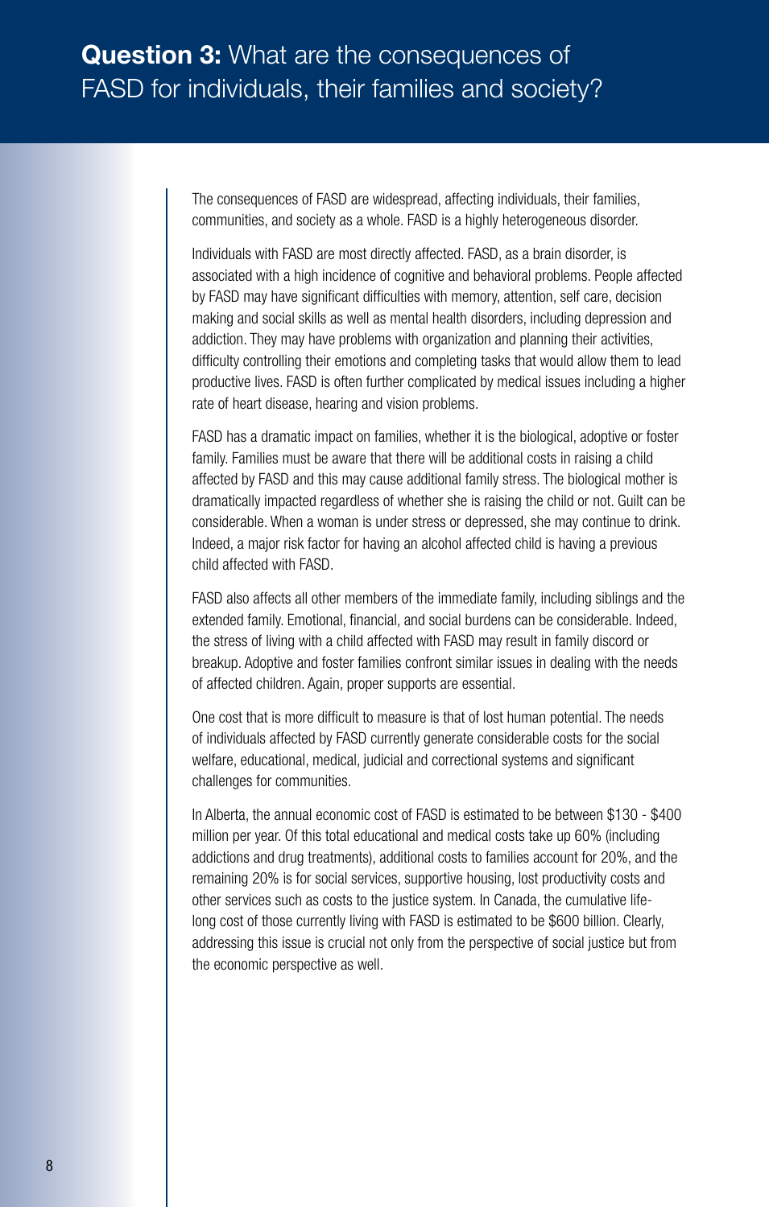## **Question 3:** What are the consequences of FASD for individuals, their families and society?

The consequences of FASD are widespread, affecting individuals, their families, communities, and society as a whole. FASD is a highly heterogeneous disorder.

Individuals with FASD are most directly affected. FASD, as a brain disorder, is associated with a high incidence of cognitive and behavioral problems. People affected by FASD may have significant difficulties with memory, attention, self care, decision making and social skills as well as mental health disorders, including depression and addiction. They may have problems with organization and planning their activities, difficulty controlling their emotions and completing tasks that would allow them to lead productive lives. FASD is often further complicated by medical issues including a higher rate of heart disease, hearing and vision problems.

FASD has a dramatic impact on families, whether it is the biological, adoptive or foster family. Families must be aware that there will be additional costs in raising a child affected by FASD and this may cause additional family stress. The biological mother is dramatically impacted regardless of whether she is raising the child or not. Guilt can be considerable. When a woman is under stress or depressed, she may continue to drink. Indeed, a major risk factor for having an alcohol affected child is having a previous child affected with FASD.

FASD also affects all other members of the immediate family, including siblings and the extended family. Emotional, financial, and social burdens can be considerable. Indeed, the stress of living with a child affected with FASD may result in family discord or breakup. Adoptive and foster families confront similar issues in dealing with the needs of affected children. Again, proper supports are essential.

One cost that is more difficult to measure is that of lost human potential. The needs of individuals affected by FASD currently generate considerable costs for the social welfare, educational, medical, judicial and correctional systems and significant challenges for communities.

In Alberta, the annual economic cost of FASD is estimated to be between $130 - $400 million per year. Of this total educational and medical costs take up 60% (including addictions and drug treatments), additional costs to families account for 20%, and the remaining 20% is for social services, supportive housing, lost productivity costs and other services such as costs to the justice system. In Canada, the cumulative life-long cost of those currently living with FASD is estimated to be $600 billion. Clearly, addressing this issue is crucial not only from the perspective of social justice but from the economic perspective as well.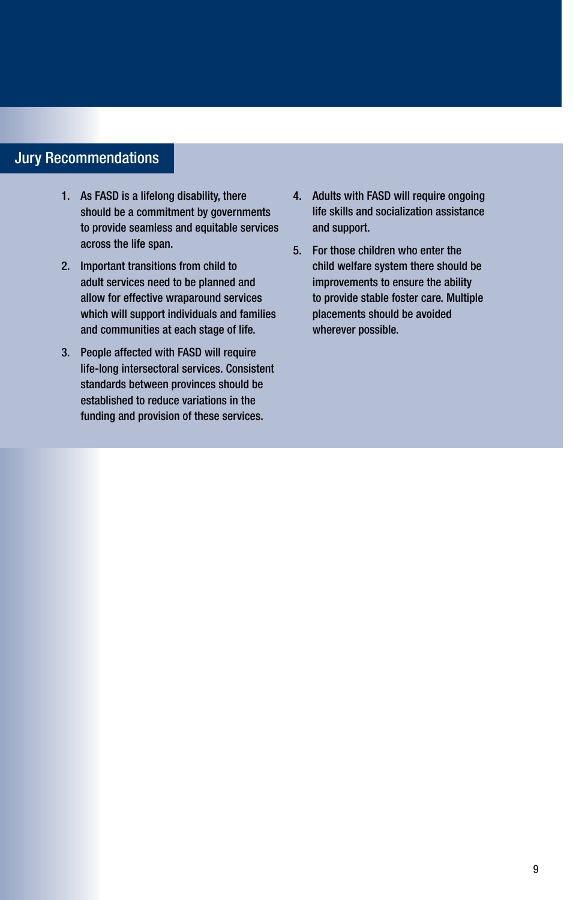## Jury Recommendations

1. As FASD is a lifelong disability, there should be a commitment by governments to provide seamless and equitable services across the life span.

2. Important transitions from child to adult services need to be planned and allow for effective wraparound services which will support individuals and families and communities at each stage of life.

3. People affected with FASD will require life-long intersectoral services. Consistent standards between provinces should be established to reduce variations in the funding and provision of these services.

4. Adults with FASD will require ongoing life skills and socialization assistance and support.

5. For those children who enter the child welfare system there should be improvements to ensure the ability to provide stable foster care. Multiple placements should be avoided wherever possible.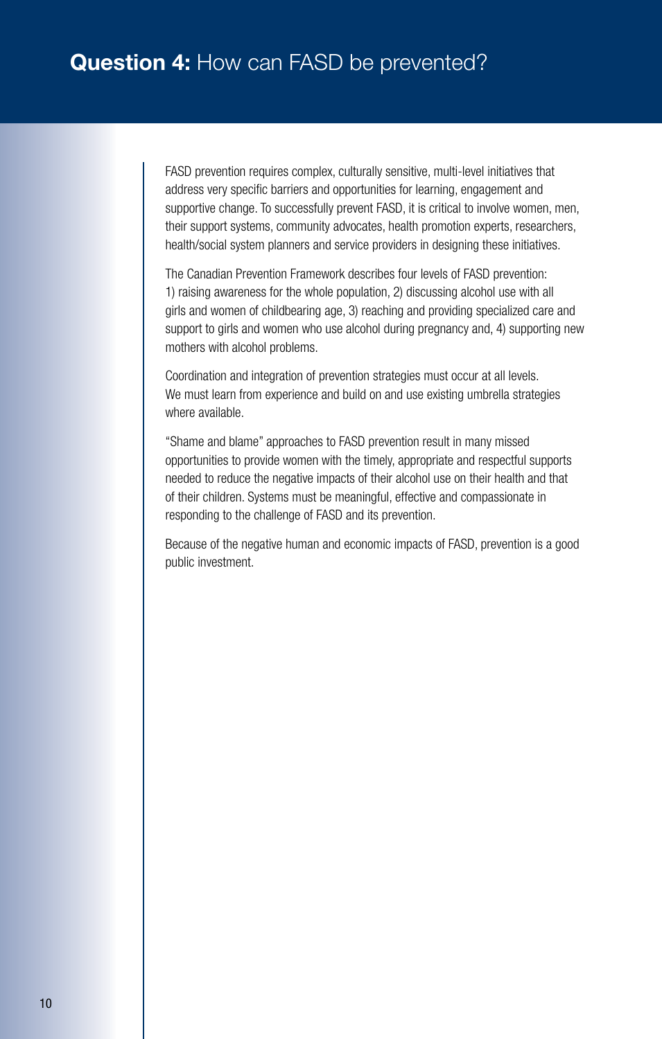# **Question 4:** How can FASD be prevented?

FASD prevention requires complex, culturally sensitive, multi-level initiatives that address very specific barriers and opportunities for learning, engagement and supportive change. To successfully prevent FASD, it is critical to involve women, men, their support systems, community advocates, health promotion experts, researchers, health/social system planners and service providers in designing these initiatives.

The Canadian Prevention Framework describes four levels of FASD prevention: 1) raising awareness for the whole population, 2) discussing alcohol use with all girls and women of childbearing age, 3) reaching and providing specialized care and support to girls and women who use alcohol during pregnancy and, 4) supporting new mothers with alcohol problems.

Coordination and integration of prevention strategies must occur at all levels. We must learn from experience and build on and use existing umbrella strategies where available.

"Shame and blame" approaches to FASD prevention result in many missed opportunities to provide women with the timely, appropriate and respectful supports needed to reduce the negative impacts of their alcohol use on their health and that of their children. Systems must be meaningful, effective and compassionate in responding to the challenge of FASD and its prevention.

Because of the negative human and economic impacts of FASD, prevention is a good public investment.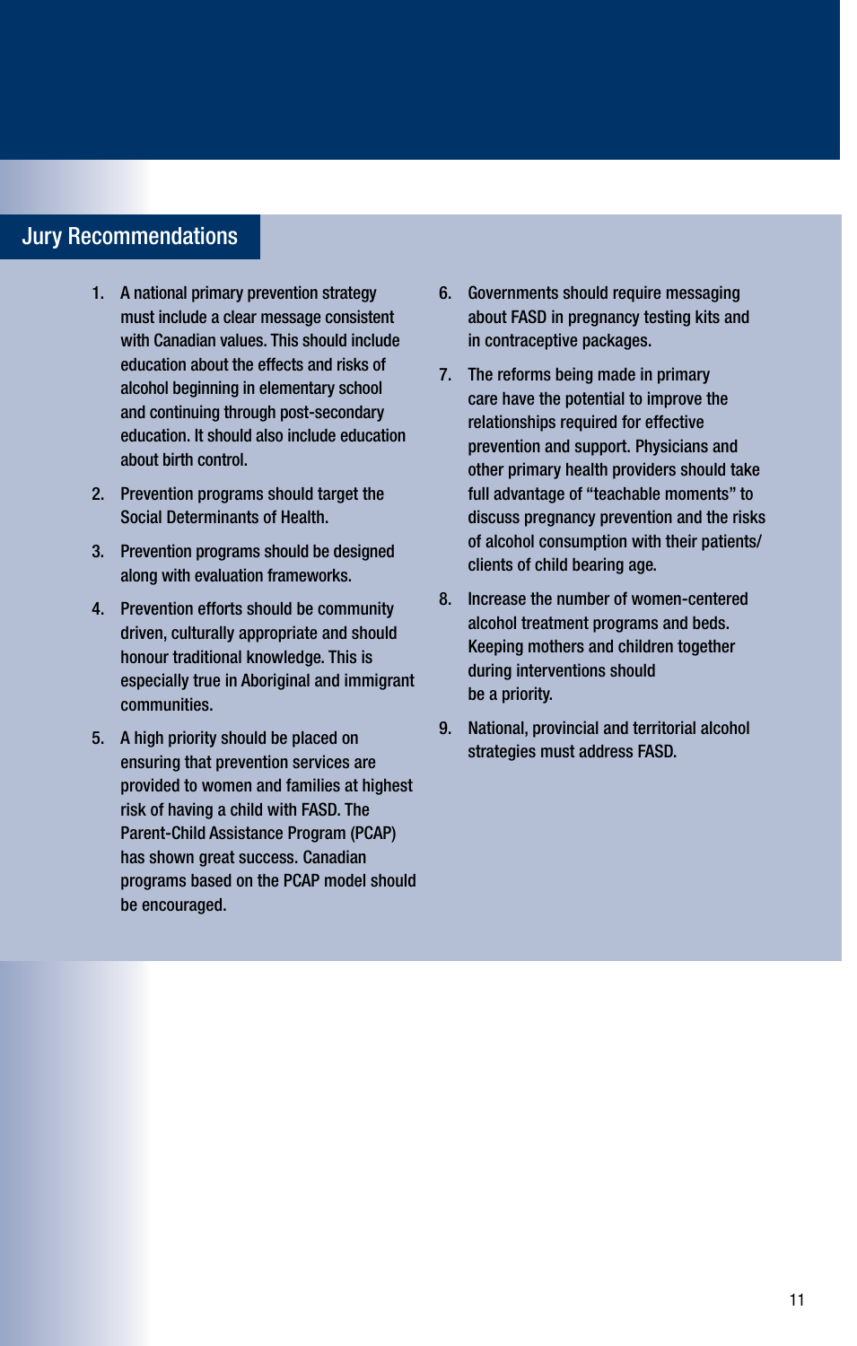## Jury Recommendations

1. A national primary prevention strategy must include a clear message consistent with Canadian values. This should include education about the effects and risks of alcohol beginning in elementary school and continuing through post-secondary education. It should also include education about birth control.

2. Prevention programs should target the Social Determinants of Health.

3. Prevention programs should be designed along with evaluation frameworks.

4. Prevention efforts should be community driven, culturally appropriate and should honour traditional knowledge. This is especially true in Aboriginal and immigrant communities.

5. A high priority should be placed on ensuring that prevention services are provided to women and families at highest risk of having a child with FASD. The Parent-Child Assistance Program (PCAP) has shown great success. Canadian programs based on the PCAP model should be encouraged.

6. Governments should require messaging about FASD in pregnancy testing kits and in contraceptive packages.

7. The reforms being made in primary care have the potential to improve the relationships required for effective prevention and support. Physicians and other primary health providers should take full advantage of "teachable moments" to discuss pregnancy prevention and the risks of alcohol consumption with their patients/clients of child bearing age.

8. Increase the number of women-centered alcohol treatment programs and beds. Keeping mothers and children together during interventions should be a priority.

9. National, provincial and territorial alcohol strategies must address FASD.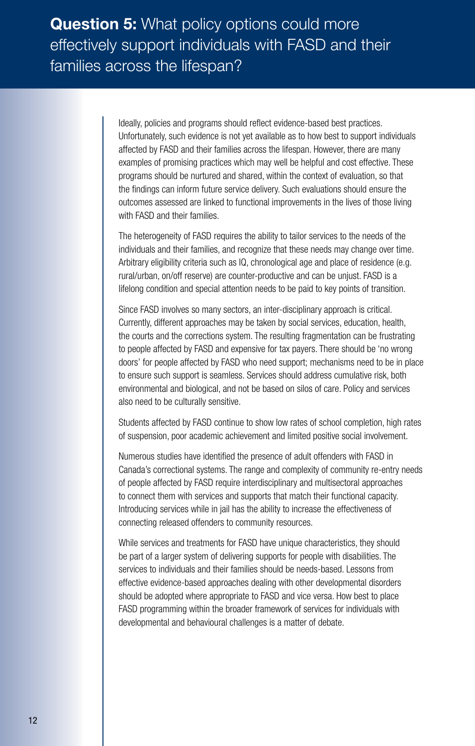## **Question 5:** What policy options could more effectively support individuals with FASD and their families across the lifespan?

Ideally, policies and programs should reflect evidence-based best practices. Unfortunately, such evidence is not yet available as to how best to support individuals affected by FASD and their families across the lifespan. However, there are many examples of promising practices which may well be helpful and cost effective. These programs should be nurtured and shared, within the context of evaluation, so that the findings can inform future service delivery. Such evaluations should ensure the outcomes assessed are linked to functional improvements in the lives of those living with FASD and their families.

The heterogeneity of FASD requires the ability to tailor services to the needs of the individuals and their families, and recognize that these needs may change over time. Arbitrary eligibility criteria such as IQ, chronological age and place of residence (e.g. rural/urban, on/off reserve) are counter-productive and can be unjust. FASD is a lifelong condition and special attention needs to be paid to key points of transition.

Since FASD involves so many sectors, an inter-disciplinary approach is critical. Currently, different approaches may be taken by social services, education, health, the courts and the corrections system. The resulting fragmentation can be frustrating to people affected by FASD and expensive for tax payers. There should be 'no wrong doors' for people affected by FASD who need support; mechanisms need to be in place to ensure such support is seamless. Services should address cumulative risk, both environmental and biological, and not be based on silos of care. Policy and services also need to be culturally sensitive.

Students affected by FASD continue to show low rates of school completion, high rates of suspension, poor academic achievement and limited positive social involvement.

Numerous studies have identified the presence of adult offenders with FASD in Canada's correctional systems. The range and complexity of community re-entry needs of people affected by FASD require interdisciplinary and multisectoral approaches to connect them with services and supports that match their functional capacity. Introducing services while in jail has the ability to increase the effectiveness of connecting released offenders to community resources.

While services and treatments for FASD have unique characteristics, they should be part of a larger system of delivering supports for people with disabilities. The services to individuals and their families should be needs-based. Lessons from effective evidence-based approaches dealing with other developmental disorders should be adopted where appropriate to FASD and vice versa. How best to place FASD programming within the broader framework of services for individuals with developmental and behavioural challenges is a matter of debate.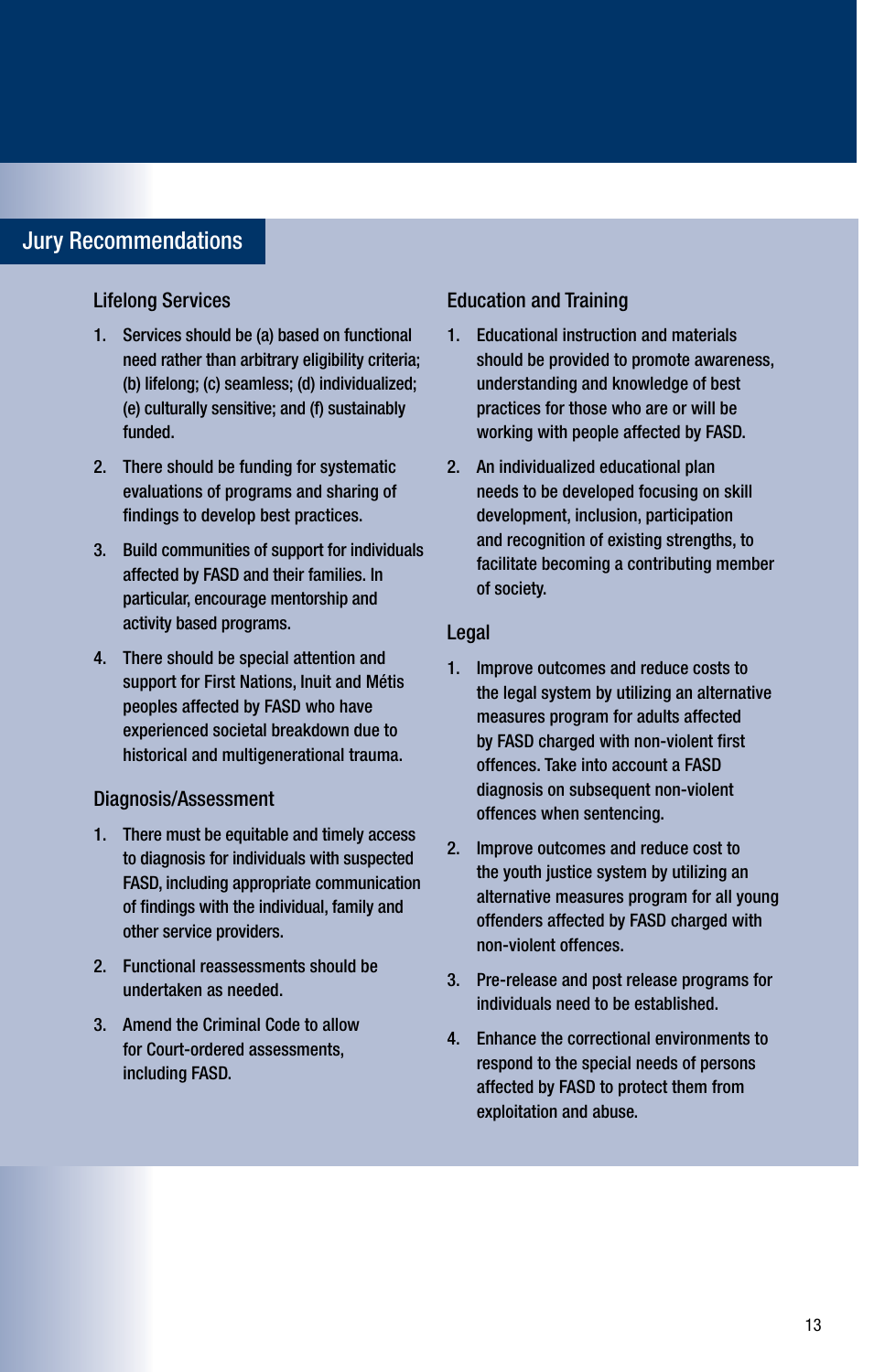## Jury Recommendations

### Lifelong Services

1. Services should be (a) based on functional need rather than arbitrary eligibility criteria; (b) lifelong; (c) seamless; (d) individualized; (e) culturally sensitive; and (f) sustainably funded.
2. There should be funding for systematic evaluations of programs and sharing of findings to develop best practices.
3. Build communities of support for individuals affected by FASD and their families. In particular, encourage mentorship and activity based programs.
4. There should be special attention and support for First Nations, Inuit and Métis peoples affected by FASD who have experienced societal breakdown due to historical and multigenerational trauma.

### Diagnosis/Assessment

1. There must be equitable and timely access to diagnosis for individuals with suspected FASD, including appropriate communication of findings with the individual, family and other service providers.
2. Functional reassessments should be undertaken as needed.
3. Amend the Criminal Code to allow for Court-ordered assessments, including FASD.

### Education and Training

1. Educational instruction and materials should be provided to promote awareness, understanding and knowledge of best practices for those who are or will be working with people affected by FASD.
2. An individualized educational plan needs to be developed focusing on skill development, inclusion, participation and recognition of existing strengths, to facilitate becoming a contributing member of society.

### Legal

1. Improve outcomes and reduce costs to the legal system by utilizing an alternative measures program for adults affected by FASD charged with non-violent first offences. Take into account a FASD diagnosis on subsequent non-violent offences when sentencing.
2. Improve outcomes and reduce cost to the youth justice system by utilizing an alternative measures program for all young offenders affected by FASD charged with non-violent offences.
3. Pre-release and post release programs for individuals need to be established.
4. Enhance the correctional environments to respond to the special needs of persons affected by FASD to protect them from exploitation and abuse.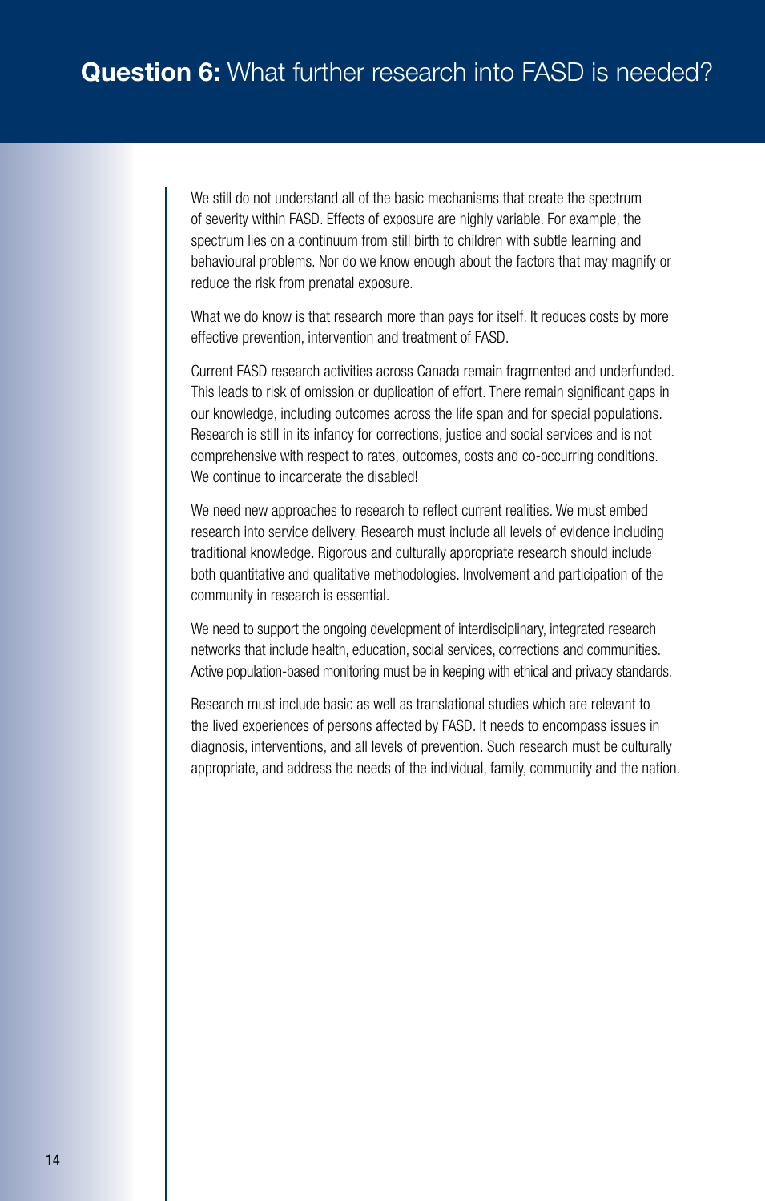# **Question 6:** What further research into FASD is needed?

We still do not understand all of the basic mechanisms that create the spectrum of severity within FASD. Effects of exposure are highly variable. For example, the spectrum lies on a continuum from still birth to children with subtle learning and behavioural problems. Nor do we know enough about the factors that may magnify or reduce the risk from prenatal exposure.

What we do know is that research more than pays for itself. It reduces costs by more effective prevention, intervention and treatment of FASD.

Current FASD research activities across Canada remain fragmented and underfunded. This leads to risk of omission or duplication of effort. There remain significant gaps in our knowledge, including outcomes across the life span and for special populations. Research is still in its infancy for corrections, justice and social services and is not comprehensive with respect to rates, outcomes, costs and co-occurring conditions. We continue to incarcerate the disabled!

We need new approaches to research to reflect current realities. We must embed research into service delivery. Research must include all levels of evidence including traditional knowledge. Rigorous and culturally appropriate research should include both quantitative and qualitative methodologies. Involvement and participation of the community in research is essential.

We need to support the ongoing development of interdisciplinary, integrated research networks that include health, education, social services, corrections and communities. Active population-based monitoring must be in keeping with ethical and privacy standards.

Research must include basic as well as translational studies which are relevant to the lived experiences of persons affected by FASD. It needs to encompass issues in diagnosis, interventions, and all levels of prevention. Such research must be culturally appropriate, and address the needs of the individual, family, community and the nation.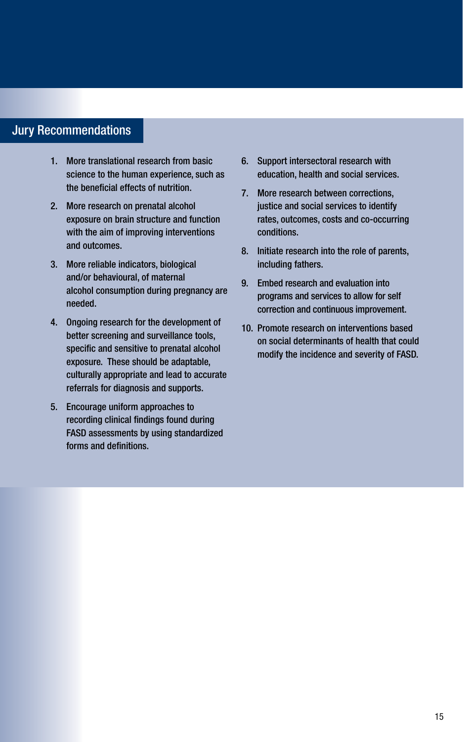## Jury Recommendations

1. More translational research from basic science to the human experience, such as the beneficial effects of nutrition.
2. More research on prenatal alcohol exposure on brain structure and function with the aim of improving interventions and outcomes.
3. More reliable indicators, biological and/or behavioural, of maternal alcohol consumption during pregnancy are needed.
4. Ongoing research for the development of better screening and surveillance tools, specific and sensitive to prenatal alcohol exposure. These should be adaptable, culturally appropriate and lead to accurate referrals for diagnosis and supports.
5. Encourage uniform approaches to recording clinical findings found during FASD assessments by using standardized forms and definitions.
6. Support intersectoral research with education, health and social services.
7. More research between corrections, justice and social services to identify rates, outcomes, costs and co-occurring conditions.
8. Initiate research into the role of parents, including fathers.
9. Embed research and evaluation into programs and services to allow for self correction and continuous improvement.
10. Promote research on interventions based on social determinants of health that could modify the incidence and severity of FASD.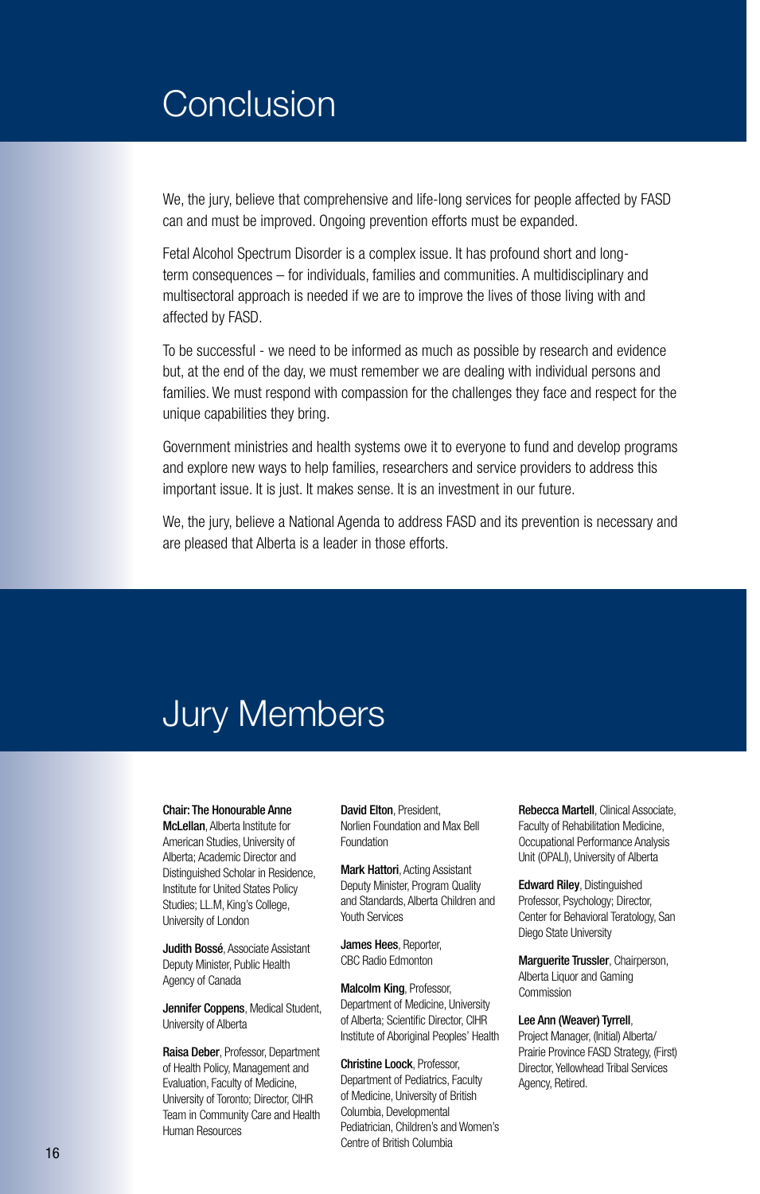# Conclusion

We, the jury, believe that comprehensive and life-long services for people affected by FASD can and must be improved. Ongoing prevention efforts must be expanded.

Fetal Alcohol Spectrum Disorder is a complex issue. It has profound short and long-term consequences – for individuals, families and communities. A multidisciplinary and multisectoral approach is needed if we are to improve the lives of those living with and affected by FASD.

To be successful - we need to be informed as much as possible by research and evidence but, at the end of the day, we must remember we are dealing with individual persons and families. We must respond with compassion for the challenges they face and respect for the unique capabilities they bring.

Government ministries and health systems owe it to everyone to fund and develop programs and explore new ways to help families, researchers and service providers to address this important issue. It is just. It makes sense. It is an investment in our future.

We, the jury, believe a National Agenda to address FASD and its prevention is necessary and are pleased that Alberta is a leader in those efforts.

# Jury Members

**Chair: The Honourable Anne McLellan**, Alberta Institute for American Studies, University of Alberta; Academic Director and Distinguished Scholar in Residence, Institute for United States Policy Studies; LL.M, King's College, University of London

**Judith Bossé**, Associate Assistant Deputy Minister, Public Health Agency of Canada

**Jennifer Coppens**, Medical Student, University of Alberta

**Raisa Deber**, Professor, Department of Health Policy, Management and Evaluation, Faculty of Medicine, University of Toronto; Director, CIHR Team in Community Care and Health Human Resources

**David Elton**, President, Norlien Foundation and Max Bell Foundation

**Mark Hattori**, Acting Assistant Deputy Minister, Program Quality and Standards, Alberta Children and Youth Services

**James Hees**, Reporter, CBC Radio Edmonton

**Malcolm King**, Professor, Department of Medicine, University of Alberta; Scientific Director, CIHR Institute of Aboriginal Peoples' Health

**Christine Loock**, Professor, Department of Pediatrics, Faculty of Medicine, University of British Columbia, Developmental Pediatrician, Children's and Women's Centre of British Columbia

**Rebecca Martell**, Clinical Associate, Faculty of Rehabilitation Medicine, Occupational Performance Analysis Unit (OPALI), University of Alberta

**Edward Riley**, Distinguished Professor, Psychology; Director, Center for Behavioral Teratology, San Diego State University

**Marguerite Trussler**, Chairperson, Alberta Liquor and Gaming Commission

**Lee Ann (Weaver) Tyrrell**, Project Manager, (Initial) Alberta/Prairie Province FASD Strategy, (First) Director, Yellowhead Tribal Services Agency, Retired.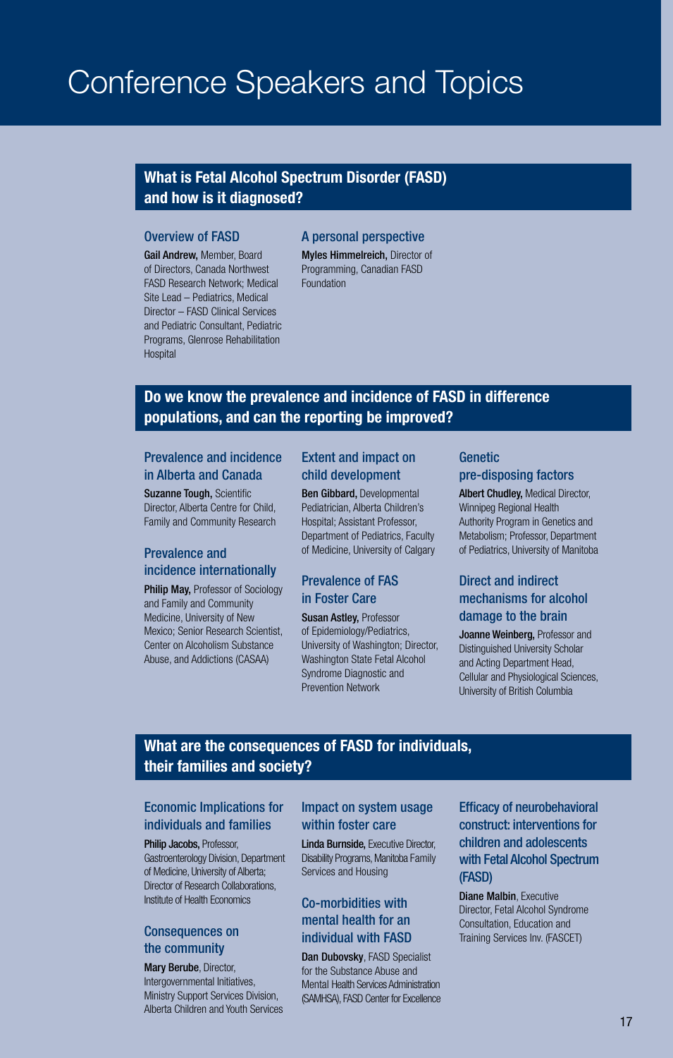# Conference Speakers and Topics

## What is Fetal Alcohol Spectrum Disorder (FASD) and how is it diagnosed?

### Overview of FASD

**Gail Andrew,** Member, Board of Directors, Canada Northwest FASD Research Network; Medical Site Lead – Pediatrics, Medical Director – FASD Clinical Services and Pediatric Consultant, Pediatric Programs, Glenrose Rehabilitation Hospital

### A personal perspective

**Myles Himmelreich,** Director of Programming, Canadian FASD Foundation

## Do we know the prevalence and incidence of FASD in difference populations, and can the reporting be improved?

### Prevalence and incidence in Alberta and Canada

**Suzanne Tough,** Scientific Director, Alberta Centre for Child, Family and Community Research

### Prevalence and incidence internationally

**Philip May,** Professor of Sociology and Family and Community Medicine, University of New Mexico; Senior Research Scientist, Center on Alcoholism Substance Abuse, and Addictions (CASAA)

### Extent and impact on child development

**Ben Gibbard,** Developmental Pediatrician, Alberta Children's Hospital; Assistant Professor, Department of Pediatrics, Faculty of Medicine, University of Calgary

### Prevalence of FAS in Foster Care

**Susan Astley,** Professor of Epidemiology/Pediatrics, University of Washington; Director, Washington State Fetal Alcohol Syndrome Diagnostic and Prevention Network

### Genetic pre-disposing factors

**Albert Chudley,** Medical Director, Winnipeg Regional Health Authority Program in Genetics and Metabolism; Professor, Department of Pediatrics, University of Manitoba

### Direct and indirect mechanisms for alcohol damage to the brain

**Joanne Weinberg,** Professor and Distinguished University Scholar and Acting Department Head, Cellular and Physiological Sciences, University of British Columbia

## What are the consequences of FASD for individuals, their families and society?

### Economic Implications for individuals and families

**Philip Jacobs,** Professor, Gastroenterology Division, Department of Medicine, University of Alberta; Director of Research Collaborations, Institute of Health Economics

### Consequences on the community

**Mary Berube**, Director, Intergovernmental Initiatives, Ministry Support Services Division, Alberta Children and Youth Services

### Impact on system usage within foster care

**Linda Burnside,** Executive Director, Disability Programs, Manitoba Family Services and Housing

### Co-morbidities with mental health for an individual with FASD

**Dan Dubovsky**, FASD Specialist for the Substance Abuse and Mental Health Services Administration (SAMHSA), FASD Center for Excellence

### Efficacy of neurobehavioral construct: interventions for children and adolescents with Fetal Alcohol Spectrum (FASD)

**Diane Malbin**, Executive Director, Fetal Alcohol Syndrome Consultation, Education and Training Services Inv. (FASCET)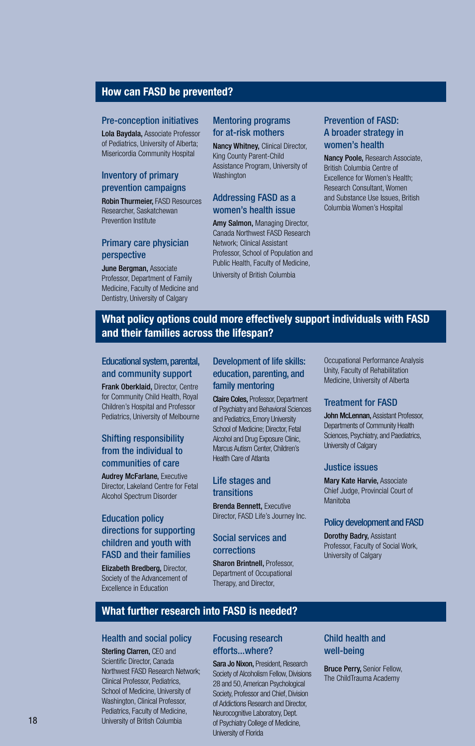## How can FASD be prevented?

### Pre-conception initiatives

**Lola Baydala,** Associate Professor of Pediatrics, University of Alberta; Misericordia Community Hospital

### Inventory of primary prevention campaigns

**Robin Thurmeier,** FASD Resources Researcher, Saskatchewan Prevention Institute

### Primary care physician perspective

**June Bergman,** Associate Professor, Department of Family Medicine, Faculty of Medicine and Dentistry, University of Calgary

### Mentoring programs for at-risk mothers

**Nancy Whitney,** Clinical Director, King County Parent-Child Assistance Program, University of Washington

### Addressing FASD as a women's health issue

**Amy Salmon,** Managing Director, Canada Northwest FASD Research Network; Clinical Assistant Professor, School of Population and Public Health, Faculty of Medicine, University of British Columbia

### Prevention of FASD: A broader strategy in women's health

**Nancy Poole,** Research Associate, British Columbia Centre of Excellence for Women's Health; Research Consultant, Women and Substance Use Issues, British Columbia Women's Hospital

## What policy options could more effectively support individuals with FASD and their families across the lifespan?

### Educational system, parental, and community support

**Frank Oberklaid,** Director, Centre for Community Child Health, Royal Children's Hospital and Professor Pediatrics, University of Melbourne

### Shifting responsibility from the individual to communities of care

**Audrey McFarlane,** Executive Director, Lakeland Centre for Fetal Alcohol Spectrum Disorder

### Education policy directions for supporting children and youth with FASD and their families

**Elizabeth Bredberg,** Director, Society of the Advancement of Excellence in Education

### Development of life skills: education, parenting, and family mentoring

**Claire Coles,** Professor, Department of Psychiatry and Behavioral Sciences and Pediatrics, Emory University School of Medicine; Director, Fetal Alcohol and Drug Exposure Clinic, Marcus Autism Center, Children's Health Care of Atlanta

### Life stages and transitions

**Brenda Bennett,** Executive Director, FASD Life's Journey Inc.

### Social services and corrections

**Sharon Brintnell,** Professor, Department of Occupational Therapy, and Director, Occupational Performance Analysis Unity, Faculty of Rehabilitation Medicine, University of Alberta

### Treatment for FASD

**John McLennan,** Assistant Professor, Departments of Community Health Sciences, Psychiatry, and Paediatrics, University of Calgary

### Justice issues

**Mary Kate Harvie,** Associate Chief Judge, Provincial Court of Manitoba

### Policy development and FASD

**Dorothy Badry,** Assistant Professor, Faculty of Social Work, University of Calgary

## What further research into FASD is needed?

### Health and social policy

**Sterling Clarren,** CEO and Scientific Director, Canada Northwest FASD Research Network; Clinical Professor, Pediatrics, School of Medicine, University of Washington, Clinical Professor, Pediatrics, Faculty of Medicine, University of British Columbia

### Focusing research efforts...where?

**Sara Jo Nixon,** President, Research Society of Alcoholism Fellow, Divisions 28 and 50, American Psychological Society, Professor and Chief, Division of Addictions Research and Director, Neurocognitive Laboratory, Dept. of Psychiatry College of Medicine, University of Florida

### Child health and well-being

**Bruce Perry,** Senior Fellow, The ChildTrauma Academy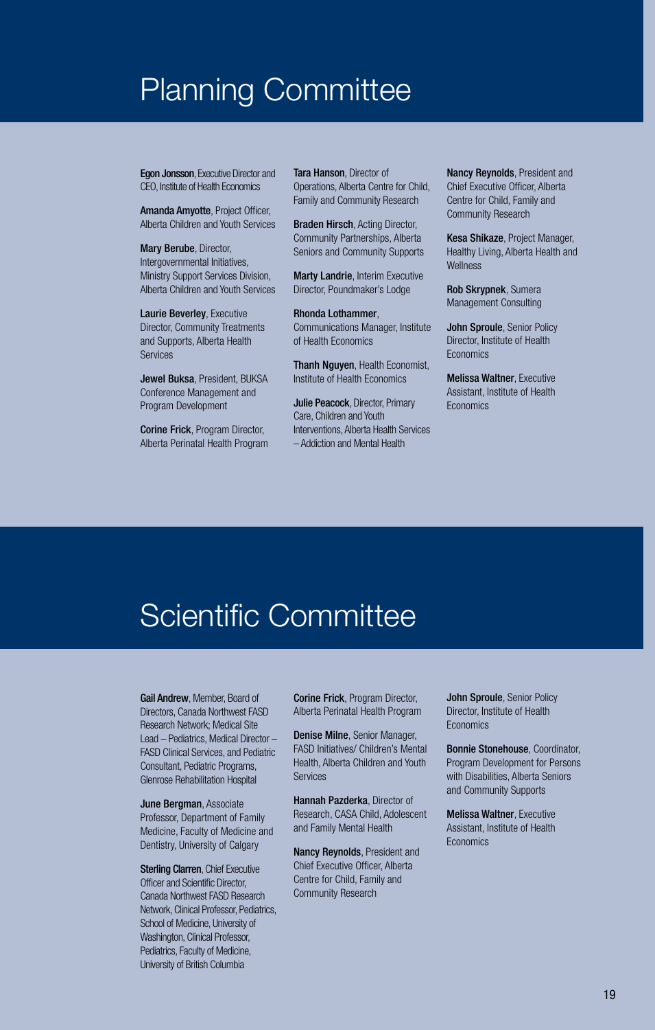# Planning Committee

**Egon Jonsson**, Executive Director and CEO, Institute of Health Economics

**Amanda Amyotte**, Project Officer, Alberta Children and Youth Services

**Mary Berube**, Director, Intergovernmental Initiatives, Ministry Support Services Division, Alberta Children and Youth Services

**Laurie Beverley**, Executive Director, Community Treatments and Supports, Alberta Health Services

**Jewel Buksa**, President, BUKSA Conference Management and Program Development

**Corine Frick**, Program Director, Alberta Perinatal Health Program

**Tara Hanson**, Director of Operations, Alberta Centre for Child, Family and Community Research

**Braden Hirsch**, Acting Director, Community Partnerships, Alberta Seniors and Community Supports

**Marty Landrie**, Interim Executive Director, Poundmaker's Lodge

**Rhonda Lothammer**, Communications Manager, Institute of Health Economics

**Thanh Nguyen**, Health Economist, Institute of Health Economics

**Julie Peacock**, Director, Primary Care, Children and Youth Interventions, Alberta Health Services – Addiction and Mental Health

**Nancy Reynolds**, President and Chief Executive Officer, Alberta Centre for Child, Family and Community Research

**Kesa Shikaze**, Project Manager, Healthy Living, Alberta Health and Wellness

**Rob Skrypnek**, Sumera Management Consulting

**John Sproule**, Senior Policy Director, Institute of Health Economics

**Melissa Waltner**, Executive Assistant, Institute of Health Economics

# Scientific Committee

**Gail Andrew**, Member, Board of Directors, Canada Northwest FASD Research Network; Medical Site Lead – Pediatrics, Medical Director – FASD Clinical Services, and Pediatric Consultant, Pediatric Programs, Glenrose Rehabilitation Hospital

**June Bergman**, Associate Professor, Department of Family Medicine, Faculty of Medicine and Dentistry, University of Calgary

**Sterling Clarren**, Chief Executive Officer and Scientific Director, Canada Northwest FASD Research Network, Clinical Professor, Pediatrics, School of Medicine, University of Washington, Clinical Professor, Pediatrics, Faculty of Medicine, University of British Columbia

**Corine Frick**, Program Director, Alberta Perinatal Health Program

**Denise Milne**, Senior Manager, FASD Initiatives/ Children's Mental Health, Alberta Children and Youth Services

**Hannah Pazderka**, Director of Research, CASA Child, Adolescent and Family Mental Health

**Nancy Reynolds**, President and Chief Executive Officer, Alberta Centre for Child, Family and Community Research

**John Sproule**, Senior Policy Director, Institute of Health Economics

**Bonnie Stonehouse**, Coordinator, Program Development for Persons with Disabilities, Alberta Seniors and Community Supports

**Melissa Waltner**, Executive Assistant, Institute of Health Economics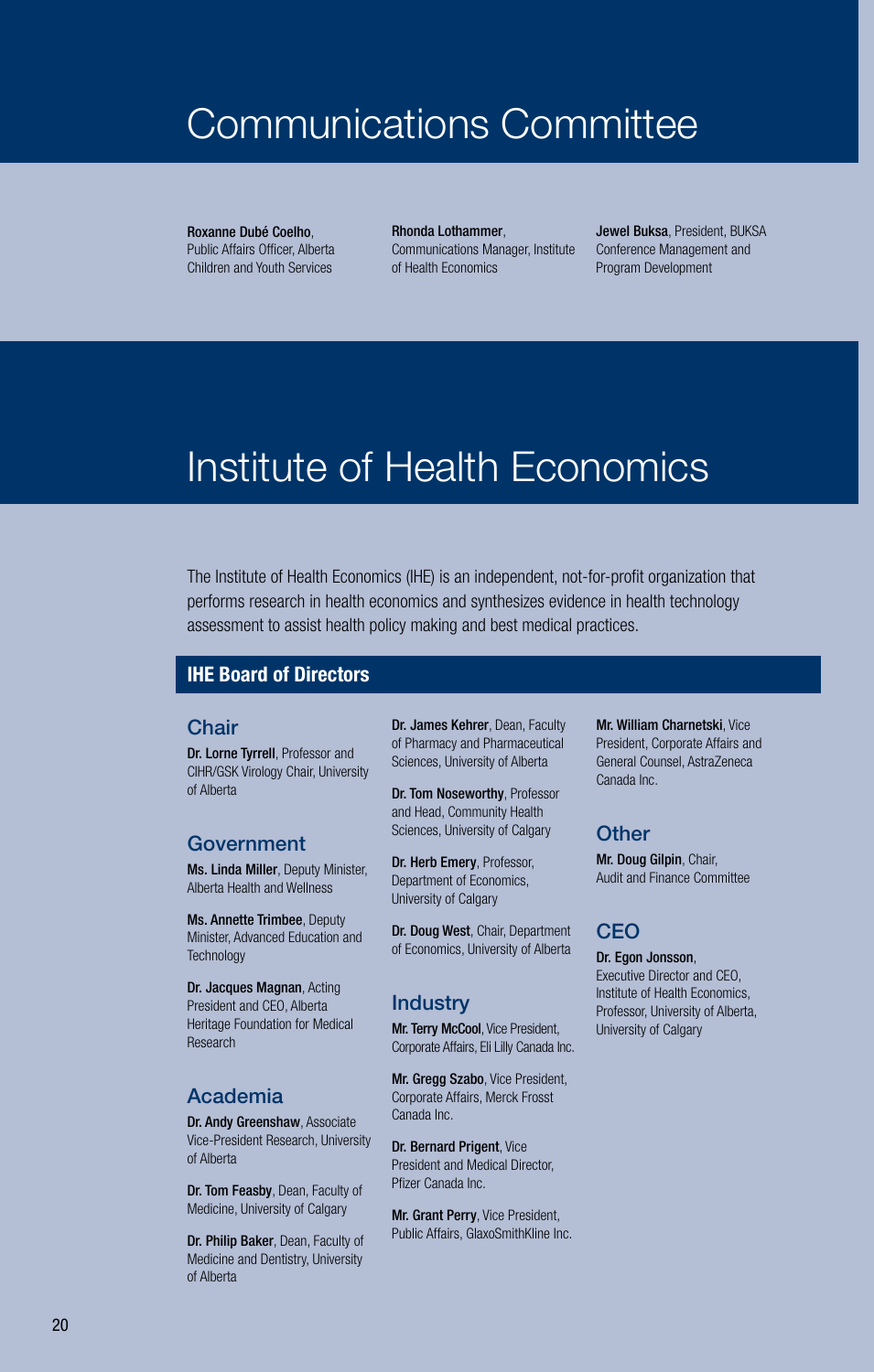# Communications Committee

**Roxanne Dubé Coelho**, Public Affairs Officer, Alberta Children and Youth Services

**Rhonda Lothammer**, Communications Manager, Institute of Health Economics

**Jewel Buksa**, President, BUKSA Conference Management and Program Development

# Institute of Health Economics

The Institute of Health Economics (IHE) is an independent, not-for-profit organization that performs research in health economics and synthesizes evidence in health technology assessment to assist health policy making and best medical practices.

## IHE Board of Directors

### Chair

**Dr. Lorne Tyrrell**, Professor and CIHR/GSK Virology Chair, University of Alberta

### Government

**Ms. Linda Miller**, Deputy Minister, Alberta Health and Wellness

**Ms. Annette Trimbee**, Deputy Minister, Advanced Education and Technology

**Dr. Jacques Magnan**, Acting President and CEO, Alberta Heritage Foundation for Medical Research

### Academia

**Dr. Andy Greenshaw**, Associate Vice-President Research, University of Alberta

**Dr. Tom Feasby**, Dean, Faculty of Medicine, University of Calgary

**Dr. Philip Baker**, Dean, Faculty of Medicine and Dentistry, University of Alberta

**Dr. James Kehrer**, Dean, Faculty of Pharmacy and Pharmaceutical Sciences, University of Alberta

**Dr. Tom Noseworthy**, Professor and Head, Community Health Sciences, University of Calgary

**Dr. Herb Emery**, Professor, Department of Economics, University of Calgary

**Dr. Doug West**, Chair, Department of Economics, University of Alberta

### Industry

**Mr. Terry McCool**, Vice President, Corporate Affairs, Eli Lilly Canada Inc.

**Mr. Gregg Szabo**, Vice President, Corporate Affairs, Merck Frosst Canada Inc.

**Dr. Bernard Prigent**, Vice President and Medical Director, Pfizer Canada Inc.

**Mr. Grant Perry**, Vice President, Public Affairs, GlaxoSmithKline Inc.

**Mr. William Charnetski**, Vice President, Corporate Affairs and General Counsel, AstraZeneca Canada Inc.

### Other

**Mr. Doug Gilpin**, Chair, Audit and Finance Committee

### CEO

**Dr. Egon Jonsson**, Executive Director and CEO, Institute of Health Economics, Professor, University of Alberta, University of Calgary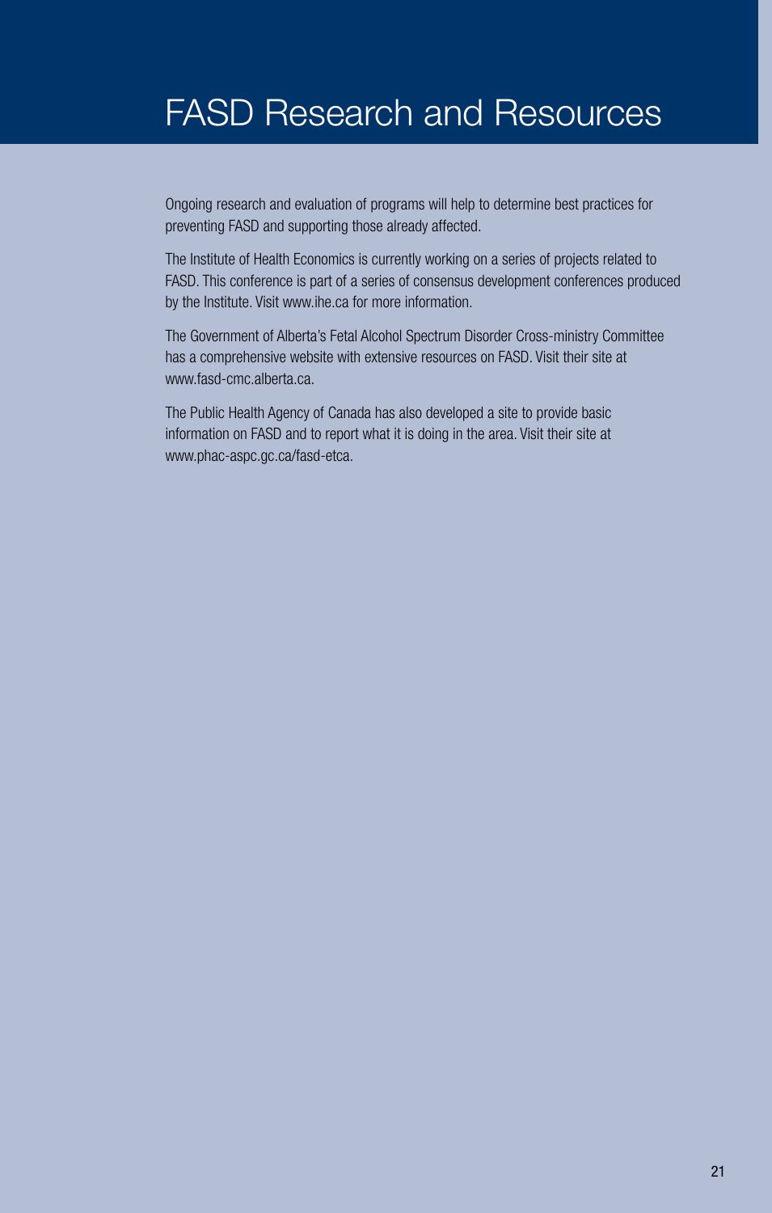# FASD Research and Resources

Ongoing research and evaluation of programs will help to determine best practices for preventing FASD and supporting those already affected.

The Institute of Health Economics is currently working on a series of projects related to FASD. This conference is part of a series of consensus development conferences produced by the Institute. Visit www.ihe.ca for more information.

The Government of Alberta's Fetal Alcohol Spectrum Disorder Cross-ministry Committee has a comprehensive website with extensive resources on FASD. Visit their site at www.fasd-cmc.alberta.ca.

The Public Health Agency of Canada has also developed a site to provide basic information on FASD and to report what it is doing in the area. Visit their site at www.phac-aspc.gc.ca/fasd-etca.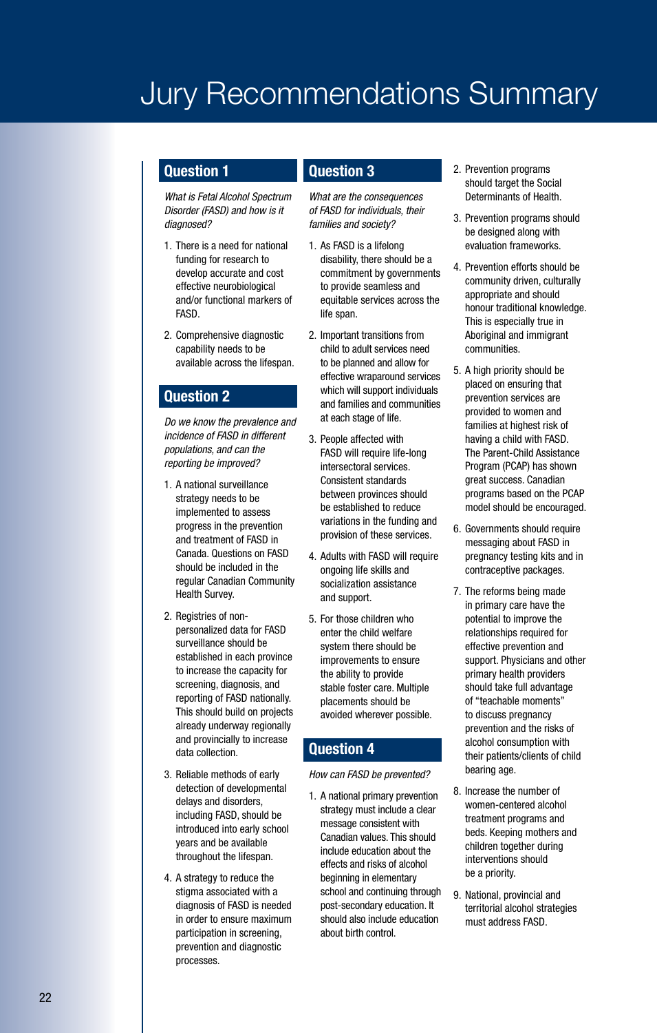# Jury Recommendations Summary

## Question 1

*What is Fetal Alcohol Spectrum Disorder (FASD) and how is it diagnosed?*

1. There is a need for national funding for research to develop accurate and cost effective neurobiological and/or functional markers of FASD.
2. Comprehensive diagnostic capability needs to be available across the lifespan.

## Question 2

*Do we know the prevalence and incidence of FASD in different populations, and can the reporting be improved?*

1. A national surveillance strategy needs to be implemented to assess progress in the prevention and treatment of FASD in Canada. Questions on FASD should be included in the regular Canadian Community Health Survey.
2. Registries of non-personalized data for FASD surveillance should be established in each province to increase the capacity for screening, diagnosis, and reporting of FASD nationally. This should build on projects already underway regionally and provincially to increase data collection.
3. Reliable methods of early detection of developmental delays and disorders, including FASD, should be introduced into early school years and be available throughout the lifespan.
4. A strategy to reduce the stigma associated with a diagnosis of FASD is needed in order to ensure maximum participation in screening, prevention and diagnostic processes.

## Question 3

*What are the consequences of FASD for individuals, their families and society?*

1. As FASD is a lifelong disability, there should be a commitment by governments to provide seamless and equitable services across the life span.
2. Important transitions from child to adult services need to be planned and allow for effective wraparound services which will support individuals and families and communities at each stage of life.
3. People affected with FASD will require life-long intersectoral services. Consistent standards between provinces should be established to reduce variations in the funding and provision of these services.
4. Adults with FASD will require ongoing life skills and socialization assistance and support.
5. For those children who enter the child welfare system there should be improvements to ensure the ability to provide stable foster care. Multiple placements should be avoided wherever possible.

## Question 4

*How can FASD be prevented?*

1. A national primary prevention strategy must include a clear message consistent with Canadian values. This should include education about the effects and risks of alcohol beginning in elementary school and continuing through post-secondary education. It should also include education about birth control.
2. Prevention programs should target the Social Determinants of Health.
3. Prevention programs should be designed along with evaluation frameworks.
4. Prevention efforts should be community driven, culturally appropriate and should honour traditional knowledge. This is especially true in Aboriginal and immigrant communities.
5. A high priority should be placed on ensuring that prevention services are provided to women and families at highest risk of having a child with FASD. The Parent-Child Assistance Program (PCAP) has shown great success. Canadian programs based on the PCAP model should be encouraged.
6. Governments should require messaging about FASD in pregnancy testing kits and in contraceptive packages.
7. The reforms being made in primary care have the potential to improve the relationships required for effective prevention and support. Physicians and other primary health providers should take full advantage of "teachable moments" to discuss pregnancy prevention and the risks of alcohol consumption with their patients/clients of child bearing age.
8. Increase the number of women-centered alcohol treatment programs and beds. Keeping mothers and children together during interventions should be a priority.
9. National, provincial and territorial alcohol strategies must address FASD.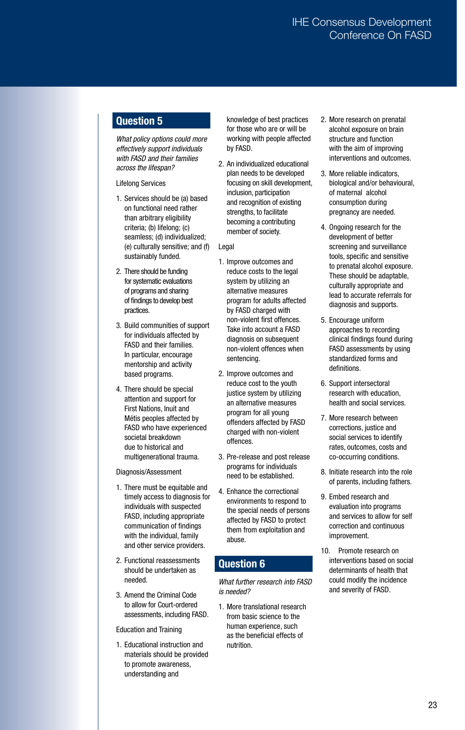## Question 5

*What policy options could more effectively support individuals with FASD and their families across the lifespan?*

Lifelong Services

1. Services should be (a) based on functional need rather than arbitrary eligibility criteria; (b) lifelong; (c) seamless; (d) individualized; (e) culturally sensitive; and (f) sustainably funded.
2. There should be funding for systematic evaluations of programs and sharing of findings to develop best practices.
3. Build communities of support for individuals affected by FASD and their families. In particular, encourage mentorship and activity based programs.
4. There should be special attention and support for First Nations, Inuit and Métis peoples affected by FASD who have experienced societal breakdown due to historical and multigenerational trauma.

Diagnosis/Assessment

1. There must be equitable and timely access to diagnosis for individuals with suspected FASD, including appropriate communication of findings with the individual, family and other service providers.
2. Functional reassessments should be undertaken as needed.
3. Amend the Criminal Code to allow for Court-ordered assessments, including FASD.

Education and Training

1. Educational instruction and materials should be provided to promote awareness, understanding and knowledge of best practices for those who are or will be working with people affected by FASD.
2. An individualized educational plan needs to be developed focusing on skill development, inclusion, participation and recognition of existing strengths, to facilitate becoming a contributing member of society.

Legal

1. Improve outcomes and reduce costs to the legal system by utilizing an alternative measures program for adults affected by FASD charged with non-violent first offences. Take into account a FASD diagnosis on subsequent non-violent offences when sentencing.
2. Improve outcomes and reduce cost to the youth justice system by utilizing an alternative measures program for all young offenders affected by FASD charged with non-violent offences.
3. Pre-release and post release programs for individuals need to be established.
4. Enhance the correctional environments to respond to the special needs of persons affected by FASD to protect them from exploitation and abuse.

## Question 6

*What further research into FASD is needed?*

1. More translational research from basic science to the human experience, such as the beneficial effects of nutrition.
2. More research on prenatal alcohol exposure on brain structure and function with the aim of improving interventions and outcomes.
3. More reliable indicators, biological and/or behavioural, of maternal alcohol consumption during pregnancy are needed.
4. Ongoing research for the development of better screening and surveillance tools, specific and sensitive to prenatal alcohol exposure. These should be adaptable, culturally appropriate and lead to accurate referrals for diagnosis and supports.
5. Encourage uniform approaches to recording clinical findings found during FASD assessments by using standardized forms and definitions.
6. Support intersectoral research with education, health and social services.
7. More research between corrections, justice and social services to identify rates, outcomes, costs and co-occurring conditions.
8. Initiate research into the role of parents, including fathers.
9. Embed research and evaluation into programs and services to allow for self correction and continuous improvement.
10. Promote research on interventions based on social determinants of health that could modify the incidence and severity of FASD.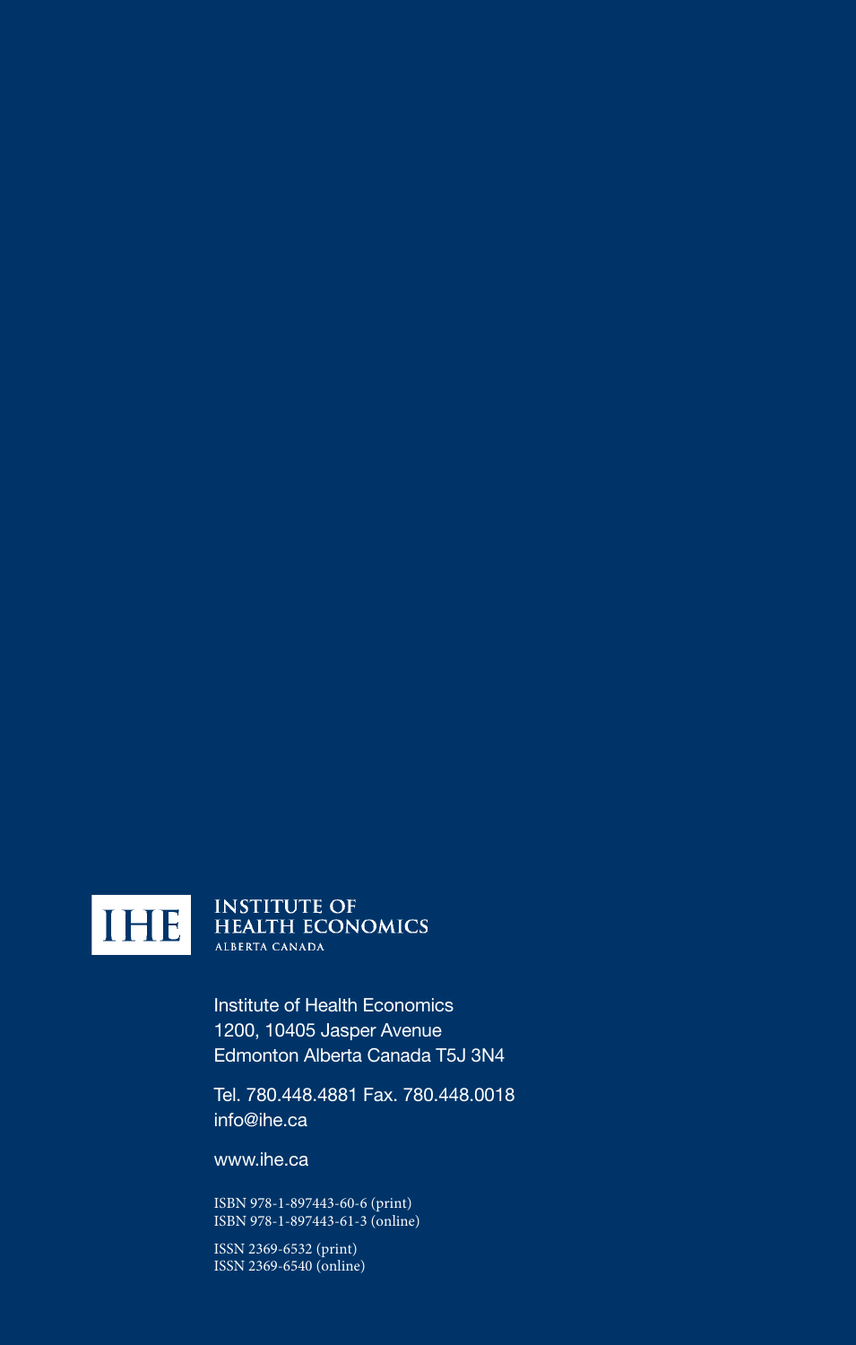IHE

INSTITUTE OF
HEALTH ECONOMICS
ALBERTA CANADA

Institute of Health Economics
1200, 10405 Jasper Avenue
Edmonton Alberta Canada T5J 3N4

Tel. 780.448.4881 Fax. 780.448.0018
info@ihe.ca

www.ihe.ca

ISBN 978-1-897443-60-6 (print)
ISBN 978-1-897443-61-3 (online)

ISSN 2369-6532 (print)
ISSN 2369-6540 (online)